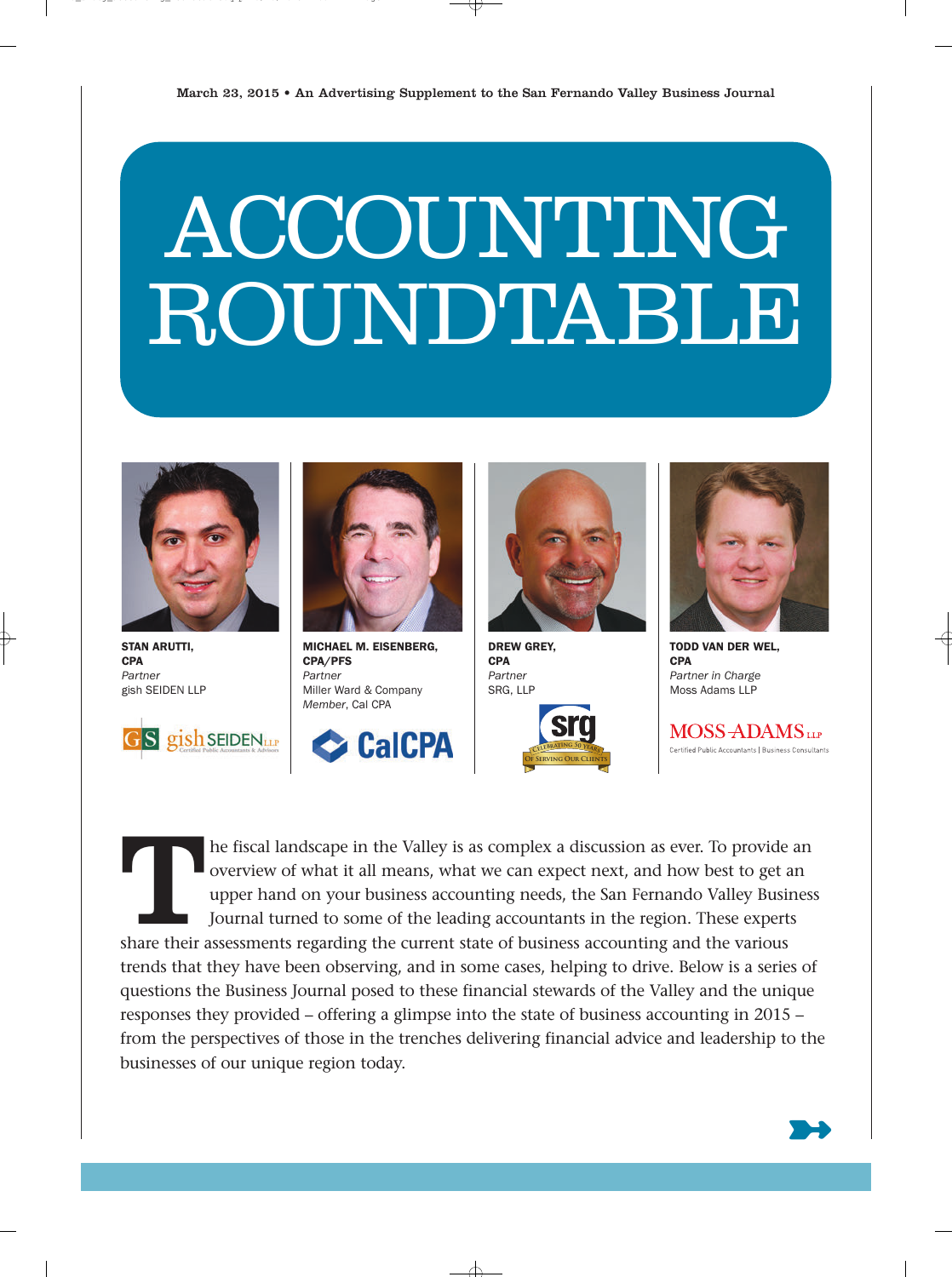March 23, 2015 • An Advertising Supplement to the San Fernando Valley Business Journal

# ACCOUNTING ROUNDTABLE

**STAN ARUTTI, CPA**
*Partner*
gish SEIDEN LLP

**MICHAEL M. EISENBERG, CPA/PFS**
*Partner*
Miller Ward & Company
*Member*, Cal CPA

**DREW GREY, CPA**
*Partner*
SRG, LLP

**TODD VAN DER WEL, CPA**
*Partner in Charge*
Moss Adams LLP

The fiscal landscape in the Valley is as complex a discussion as ever. To provide an overview of what it all means, what we can expect next, and how best to get an upper hand on your business accounting needs, the San Fernando Valley Business Journal turned to some of the leading accountants in the region. These experts share their assessments regarding the current state of business accounting and the various trends that they have been observing, and in some cases, helping to drive. Below is a series of questions the Business Journal posed to these financial stewards of the Valley and the unique responses they provided – offering a glimpse into the state of business accounting in 2015 – from the perspectives of those in the trenches delivering financial advice and leadership to the businesses of our unique region today.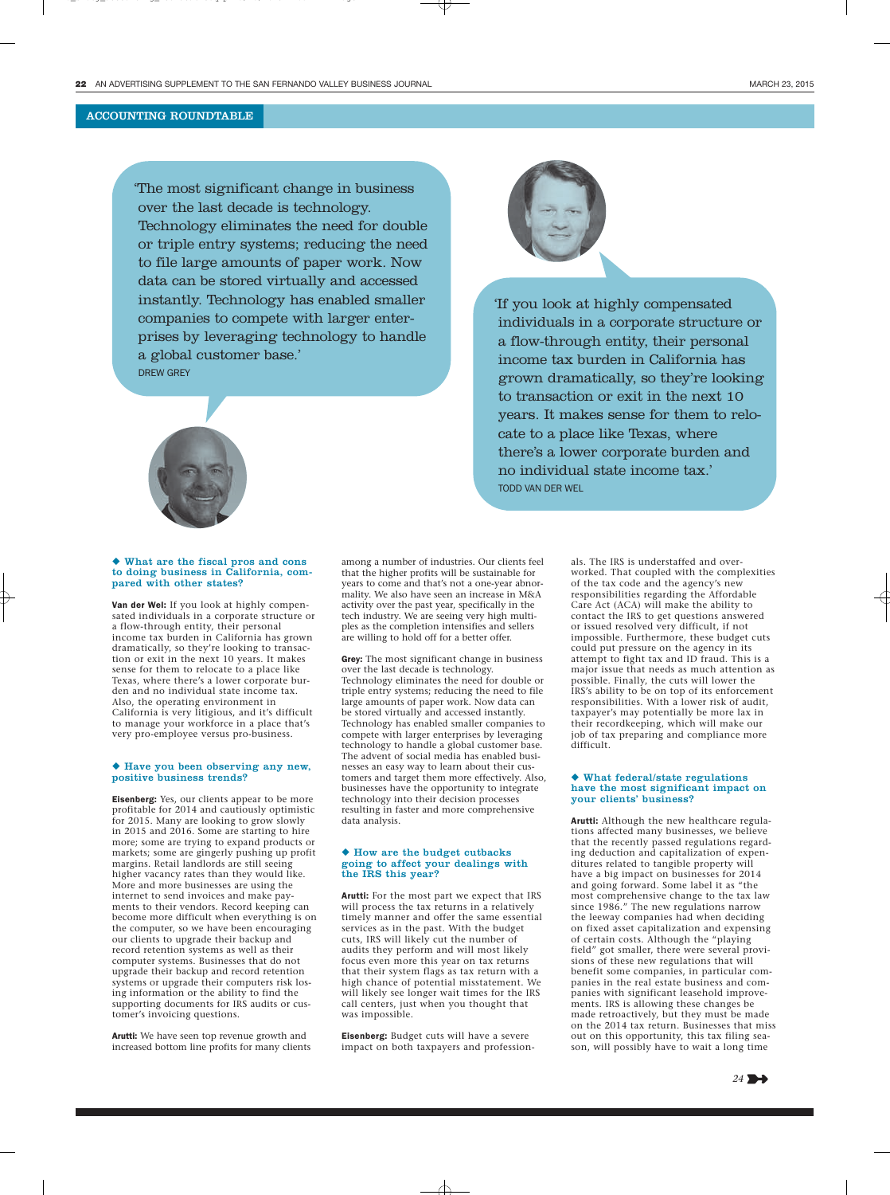## ACCOUNTING ROUNDTABLE

'The most significant change in business over the last decade is technology. Technology eliminates the need for double or triple entry systems; reducing the need to file large amounts of paper work. Now data can be stored virtually and accessed instantly. Technology has enabled smaller companies to compete with larger enterprises by leveraging technology to handle a global customer base.'

DREW GREY

'If you look at highly compensated individuals in a corporate structure or a flow-through entity, their personal income tax burden in California has grown dramatically, so they're looking to transaction or exit in the next 10 years. It makes sense for them to relocate to a place like Texas, where there's a lower corporate burden and no individual state income tax.'

TODD VAN DER WEL

### ◆ What are the fiscal pros and cons to doing business in California, compared with other states?

**Van der Wel:** If you look at highly compensated individuals in a corporate structure or a flow-through entity, their personal income tax burden in California has grown dramatically, so they're looking to transaction or exit in the next 10 years. It makes sense for them to relocate to a place like Texas, where there's a lower corporate burden and no individual state income tax. Also, the operating environment in California is very litigious, and it's difficult to manage your workforce in a place that's very pro-employee versus pro-business.

### ◆ Have you been observing any new, positive business trends?

**Eisenberg:** Yes, our clients appear to be more profitable for 2014 and cautiously optimistic for 2015. Many are looking to grow slowly in 2015 and 2016. Some are starting to hire more; some are trying to expand products or markets; some are gingerly pushing up profit margins. Retail landlords are still seeing higher vacancy rates than they would like. More and more businesses are using the internet to send invoices and make payments to their vendors. Record keeping can become more difficult when everything is on the computer, so we have been encouraging our clients to upgrade their backup and record retention systems as well as their computer systems. Businesses that do not upgrade their backup and record retention systems or upgrade their computers risk losing information or the ability to find the supporting documents for IRS audits or customer's invoicing questions.

**Arutti:** We have seen top revenue growth and increased bottom line profits for many clients among a number of industries. Our clients feel that the higher profits will be sustainable for years to come and that's not a one-year abnormality. We also have seen an increase in M&A activity over the past year, specifically in the tech industry. We are seeing very high multiples as the completion intensifies and sellers are willing to hold off for a better offer.

**Grey:** The most significant change in business over the last decade is technology. Technology eliminates the need for double or triple entry systems; reducing the need to file large amounts of paper work. Now data can be stored virtually and accessed instantly. Technology has enabled smaller companies to compete with larger enterprises by leveraging technology to handle a global customer base. The advent of social media has enabled businesses an easy way to learn about their customers and target them more effectively. Also, businesses have the opportunity to integrate technology into their decision processes resulting in faster and more comprehensive data analysis.

### ◆ How are the budget cutbacks going to affect your dealings with the IRS this year?

**Arutti:** For the most part we expect that IRS will process the tax returns in a relatively timely manner and offer the same essential services as in the past. With the budget cuts, IRS will likely cut the number of audits they perform and will most likely focus even more this year on tax returns that their system flags as tax return with a high chance of potential misstatement. We will likely see longer wait times for the IRS call centers, just when you thought that was impossible.

**Eisenberg:** Budget cuts will have a severe impact on both taxpayers and professionals. The IRS is understaffed and overworked. That coupled with the complexities of the tax code and the agency's new responsibilities regarding the Affordable Care Act (ACA) will make the ability to contact the IRS to get questions answered or issued resolved very difficult, if not impossible. Furthermore, these budget cuts could put pressure on the agency in its attempt to fight tax and ID fraud. This is a major issue that needs as much attention as possible. Finally, the cuts will lower the IRS's ability to be on top of its enforcement responsibilities. With a lower risk of audit, taxpayer's may potentially be more lax in their recordkeeping, which will make our job of tax preparing and compliance more difficult.

### ◆ What federal/state regulations have the most significant impact on your clients' business?

**Arutti:** Although the new healthcare regulations affected many businesses, we believe that the recently passed regulations regarding deduction and capitalization of expenditures related to tangible property will have a big impact on businesses for 2014 and going forward. Some label it as "the most comprehensive change to the tax law since 1986." The new regulations narrow the leeway companies had when deciding on fixed asset capitalization and expensing of certain costs. Although the "playing field" got smaller, there were several provisions of these new regulations that will benefit some companies, in particular companies in the real estate business and companies with significant leasehold improvements. IRS is allowing these changes be made retroactively, but they must be made on the 2014 tax return. Businesses that miss out on this opportunity, this tax filing season, will possibly have to wait a long time

24 ➔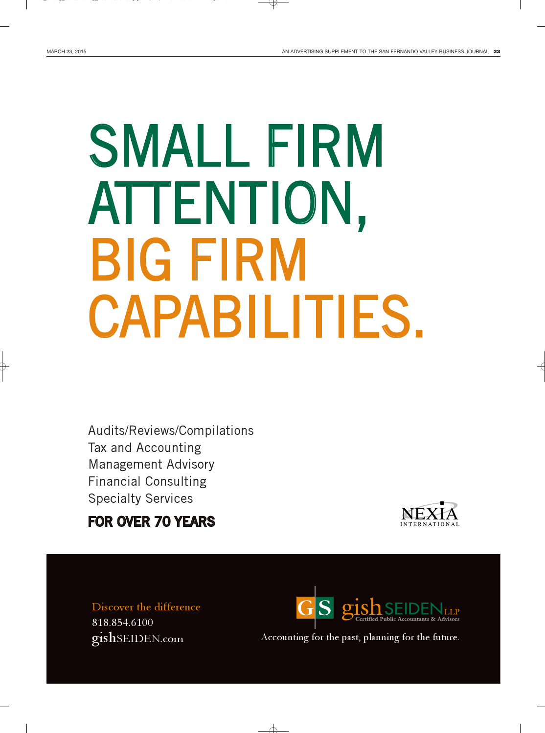# SMALL FIRM ATTENTION, BIG FIRM CAPABILITIES.

Audits/Reviews/Compilations
Tax and Accounting
Management Advisory
Financial Consulting
Specialty Services

**FOR OVER 70 YEARS**

NEXIA INTERNATIONAL

Discover the difference
818.854.6100
gishSEIDEN.com

GS gish SEIDEN LLP
Certified Public Accountants & Advisors

Accounting for the past, planning for the future.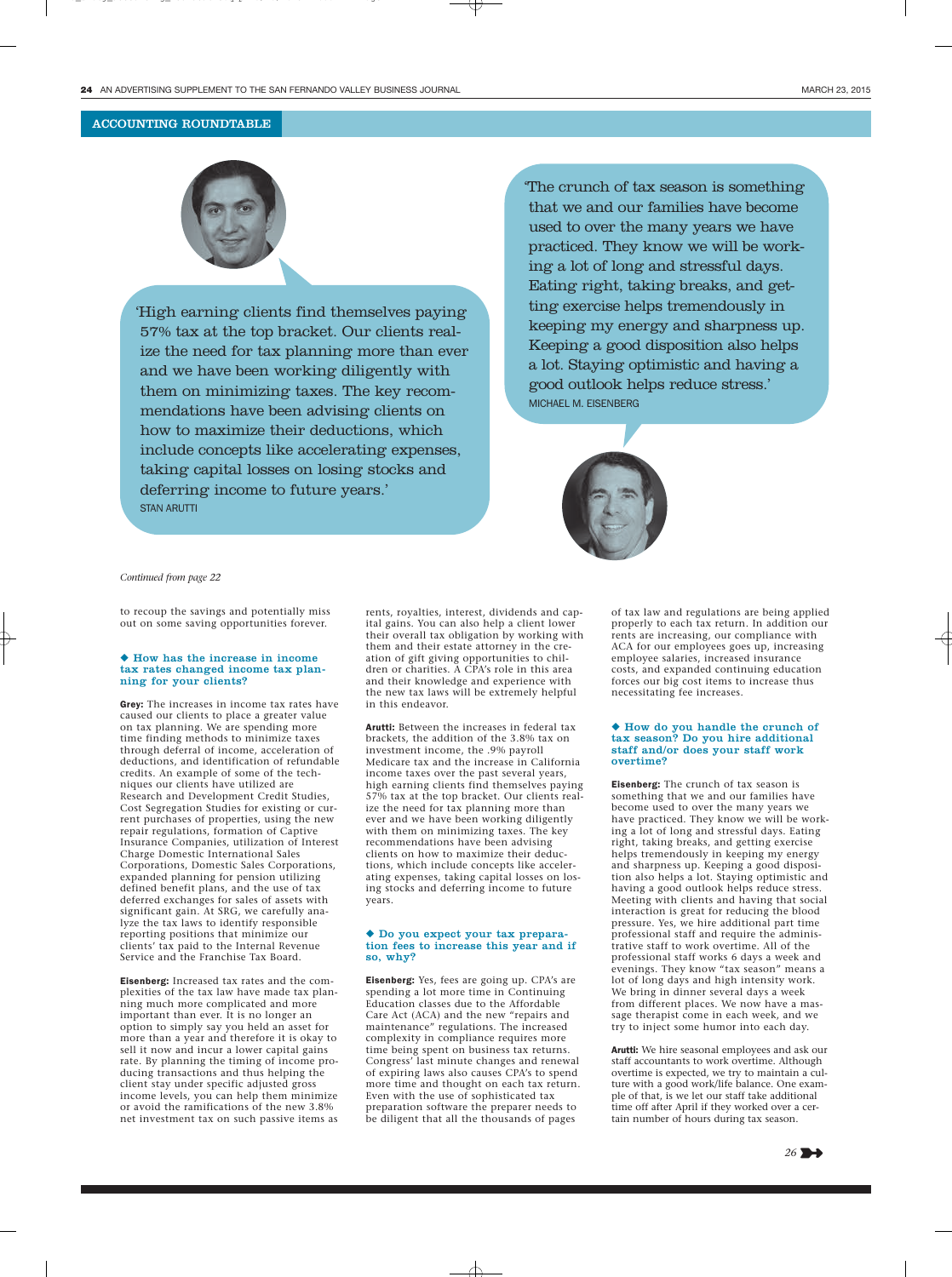## ACCOUNTING ROUNDTABLE

> 'High earning clients find themselves paying 57% tax at the top bracket. Our clients realize the need for tax planning more than ever and we have been working diligently with them on minimizing taxes. The key recommendations have been advising clients on how to maximize their deductions, which include concepts like accelerating expenses, taking capital losses on losing stocks and deferring income to future years.'
>
> STAN ARUTTI

> 'The crunch of tax season is something that we and our families have become used to over the many years we have practiced. They know we will be working a lot of long and stressful days. Eating right, taking breaks, and getting exercise helps tremendously in keeping my energy and sharpness up. Keeping a good disposition also helps a lot. Staying optimistic and having a good outlook helps reduce stress.'
>
> MICHAEL M. EISENBERG

*Continued from page 22*

to recoup the savings and potentially miss out on some saving opportunities forever.

### ◆ How has the increase in income tax rates changed income tax planning for your clients?

**Grey:** The increases in income tax rates have caused our clients to place a greater value on tax planning. We are spending more time finding methods to minimize taxes through deferral of income, acceleration of deductions, and identification of refundable credits. An example of some of the techniques our clients have utilized are Research and Development Credit Studies, Cost Segregation Studies for existing or current purchases of properties, using the new repair regulations, formation of Captive Insurance Companies, utilization of Interest Charge Domestic International Sales Corporations, Domestic Sales Corporations, expanded planning for pension utilizing defined benefit plans, and the use of tax deferred exchanges for sales of assets with significant gain. At SRG, we carefully analyze the tax laws to identify responsible reporting positions that minimize our clients' tax paid to the Internal Revenue Service and the Franchise Tax Board.

**Eisenberg:** Increased tax rates and the complexities of the tax law have made tax planning much more complicated and more important than ever. It is no longer an option to simply say you held an asset for more than a year and therefore it is okay to sell it now and incur a lower capital gains rate. By planning the timing of income producing transactions and thus helping the client stay under specific adjusted gross income levels, you can help them minimize or avoid the ramifications of the new 3.8% net investment tax on such passive items as rents, royalties, interest, dividends and capital gains. You can also help a client lower their overall tax obligation by working with them and their estate attorney in the creation of gift giving opportunities to children or charities. A CPA's role in this area and their knowledge and experience with the new tax laws will be extremely helpful in this endeavor.

**Arutti:** Between the increases in federal tax brackets, the addition of the 3.8% tax on investment income, the .9% payroll Medicare tax and the increase in California income taxes over the past several years, high earning clients find themselves paying 57% tax at the top bracket. Our clients realize the need for tax planning more than ever and we have been working diligently with them on minimizing taxes. The key recommendations have been advising clients on how to maximize their deductions, which include concepts like accelerating expenses, taking capital losses on losing stocks and deferring income to future years.

### ◆ Do you expect your tax preparation fees to increase this year and if so, why?

**Eisenberg:** Yes, fees are going up. CPA's are spending a lot more time in Continuing Education classes due to the Affordable Care Act (ACA) and the new "repairs and maintenance" regulations. The increased complexity in compliance requires more time being spent on business tax returns. Congress' last minute changes and renewal of expiring laws also causes CPA's to spend more time and thought on each tax return. Even with the use of sophisticated tax preparation software the preparer needs to be diligent that all the thousands of pages of tax law and regulations are being applied properly to each tax return. In addition our rents are increasing, our compliance with ACA for our employees goes up, increasing employee salaries, increased insurance costs, and expanded continuing education forces our big cost items to increase thus necessitating fee increases.

### ◆ How do you handle the crunch of tax season? Do you hire additional staff and/or does your staff work overtime?

**Eisenberg:** The crunch of tax season is something that we and our families have become used to over the many years we have practiced. They know we will be working a lot of long and stressful days. Eating right, taking breaks, and getting exercise helps tremendously in keeping my energy and sharpness up. Keeping a good disposition also helps a lot. Staying optimistic and having a good outlook helps reduce stress. Meeting with clients and having that social interaction is great for reducing the blood pressure. Yes, we hire additional part time professional staff and require the administrative staff to work overtime. All of the professional staff works 6 days a week and evenings. They know "tax season" means a lot of long days and high intensity work. We bring in dinner several days a week from different places. We now have a massage therapist come in each week, and we try to inject some humor into each day.

**Arutti:** We hire seasonal employees and ask our staff accountants to work overtime. Although overtime is expected, we try to maintain a culture with a good work/life balance. One example of that, is we let our staff take additional time off after April if they worked over a certain number of hours during tax season.

*26*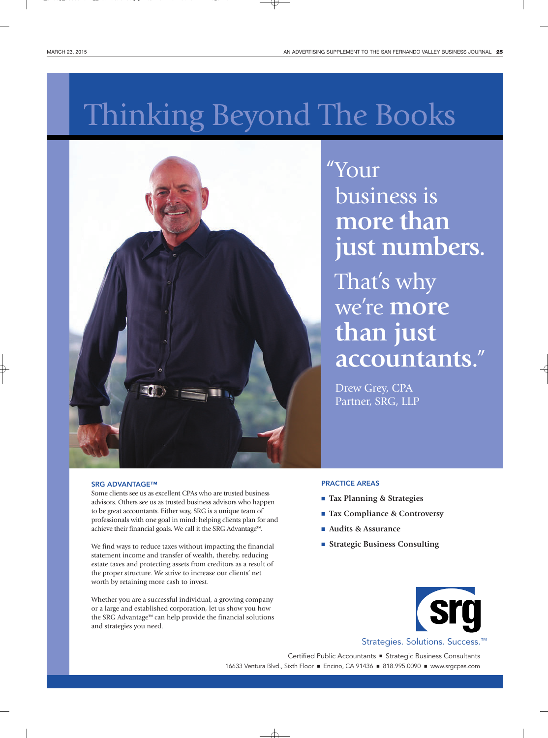# Thinking Beyond The Books

"Your business is **more than just numbers.**

That's why we're **more than just accountants.**"

Drew Grey, CPA
Partner, SRG, LLP

### SRG ADVANTAGE™

Some clients see us as excellent CPAs who are trusted business advisors. Others see us as trusted business advisors who happen to be great accountants. Either way, SRG is a unique team of professionals with one goal in mind: helping clients plan for and achieve their financial goals. We call it the SRG Advantage™.

We find ways to reduce taxes without impacting the financial statement income and transfer of wealth, thereby, reducing estate taxes and protecting assets from creditors as a result of the proper structure. We strive to increase our clients' net worth by retaining more cash to invest.

Whether you are a successful individual, a growing company or a large and established corporation, let us show you how the SRG Advantage™ can help provide the financial solutions and strategies you need.

### PRACTICE AREAS

- **Tax Planning & Strategies**
- **Tax Compliance & Controversy**
- **Audits & Assurance**
- **Strategic Business Consulting**

srg

Strategies. Solutions. Success.™

Certified Public Accountants ■ Strategic Business Consultants
16633 Ventura Blvd., Sixth Floor ■ Encino, CA 91436 ■ 818.995.0090 ■ www.srgcpas.com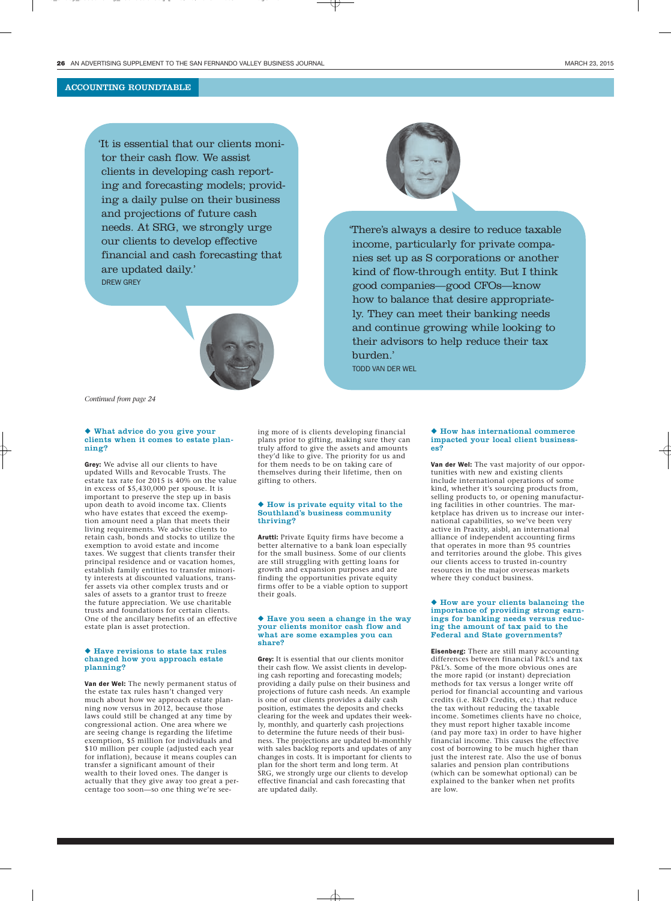## ACCOUNTING ROUNDTABLE

'It is essential that our clients monitor their cash flow. We assist clients in developing cash reporting and forecasting models; providing a daily pulse on their business and projections of future cash needs. At SRG, we strongly urge our clients to develop effective financial and cash forecasting that are updated daily.'

DREW GREY

'There's always a desire to reduce taxable income, particularly for private companies set up as S corporations or another kind of flow-through entity. But I think good companies—good CFOs—know how to balance that desire appropriately. They can meet their banking needs and continue growing while looking to their advisors to help reduce their tax burden.'

TODD VAN DER WEL

*Continued from page 24*

### ◆ What advice do you give your clients when it comes to estate planning?

**Grey:** We advise all our clients to have updated Wills and Revocable Trusts. The estate tax rate for 2015 is 40% on the value in excess of $5,430,000 per spouse. It is important to preserve the step up in basis upon death to avoid income tax. Clients who have estates that exceed the exemption amount need a plan that meets their living requirements. We advise clients to retain cash, bonds and stocks to utilize the exemption to avoid estate and income taxes. We suggest that clients transfer their principal residence and or vacation homes, establish family entities to transfer minority interests at discounted valuations, transfer assets via other complex trusts and or sales of assets to a grantor trust to freeze the future appreciation. We use charitable trusts and foundations for certain clients. One of the ancillary benefits of an effective estate plan is asset protection.

### ◆ Have revisions to state tax rules changed how you approach estate planning?

**Van der Wel:** The newly permanent status of the estate tax rules hasn't changed very much about how we approach estate planning now versus in 2012, because those laws could still be changed at any time by congressional action. One area where we are seeing change is regarding the lifetime exemption, $5 million for individuals and $10 million per couple (adjusted each year for inflation), because it means couples can transfer a significant amount of their wealth to their loved ones. The danger is actually that they give away too great a percentage too soon—so one thing we're seeing more of is clients developing financial plans prior to gifting, making sure they can truly afford to give the assets and amounts they'd like to give. The priority for us and for them needs to be on taking care of themselves during their lifetime, then on gifting to others.

### ◆ How is private equity vital to the Southland's business community thriving?

**Arutti:** Private Equity firms have become a better alternative to a bank loan especially for the small business. Some of our clients are still struggling with getting loans for growth and expansion purposes and are finding the opportunities private equity firms offer to be a viable option to support their goals.

### ◆ Have you seen a change in the way your clients monitor cash flow and what are some examples you can share?

**Grey:** It is essential that our clients monitor their cash flow. We assist clients in developing cash reporting and forecasting models; providing a daily pulse on their business and projections of future cash needs. An example is one of our clients provides a daily cash position, estimates the deposits and checks clearing for the week and updates their weekly, monthly, and quarterly cash projections to determine the future needs of their business. The projections are updated bi-monthly with sales backlog reports and updates of any changes in costs. It is important for clients to plan for the short term and long term. At SRG, we strongly urge our clients to develop effective financial and cash forecasting that are updated daily.

### ◆ How has international commerce impacted your local client businesses?

**Van der Wel:** The vast majority of our opportunities with new and existing clients include international operations of some kind, whether it's sourcing products from, selling products to, or opening manufacturing facilities in other countries. The marketplace has driven us to increase our international capabilities, so we've been very active in Praxity, aisbl, an international alliance of independent accounting firms that operates in more than 95 countries and territories around the globe. This gives our clients access to trusted in-country resources in the major overseas markets where they conduct business.

### ◆ How are your clients balancing the importance of providing strong earnings for banking needs versus reducing the amount of tax paid to the Federal and State governments?

**Eisenberg:** There are still many accounting differences between financial P&L's and tax P&L's. Some of the more obvious ones are the more rapid (or instant) depreciation methods for tax versus a longer write off period for financial accounting and various credits (i.e. R&D Credits, etc.) that reduce the tax without reducing the taxable income. Sometimes clients have no choice, they must report higher taxable income (and pay more tax) in order to have higher financial income. This causes the effective cost of borrowing to be much higher than just the interest rate. Also the use of bonus salaries and pension plan contributions (which can be somewhat optional) can be explained to the banker when net profits are low.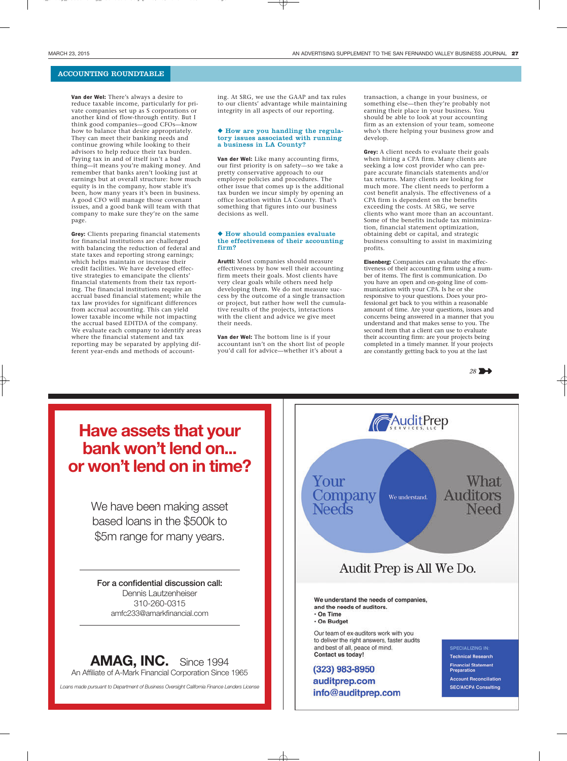## ACCOUNTING ROUNDTABLE

**Van der Wel:** There's always a desire to reduce taxable income, particularly for private companies set up as S corporations or another kind of flow-through entity. But I think good companies—good CFOs—know how to balance that desire appropriately. They can meet their banking needs and continue growing while looking to their advisors to help reduce their tax burden. Paying tax in and of itself isn't a bad thing—it means you're making money. And remember that banks aren't looking just at earnings but at overall structure: how much equity is in the company, how stable it's been, how many years it's been in business. A good CFO will manage those covenant issues, and a good bank will team with that company to make sure they're on the same page.

**Grey:** Clients preparing financial statements for financial institutions are challenged with balancing the reduction of federal and state taxes and reporting strong earnings; which helps maintain or increase their credit facilities. We have developed effective strategies to emancipate the clients' financial statements from their tax reporting. The financial institutions require an accrual based financial statement; while the tax law provides for significant differences from accrual accounting. This can yield lower taxable income while not impacting the accrual based EDITDA of the company. We evaluate each company to identify areas where the financial statement and tax reporting may be separated by applying different year-ends and methods of accounting. At SRG, we use the GAAP and tax rules to our clients' advantage while maintaining integrity in all aspects of our reporting.

### ◆ How are you handling the regulatory issues associated with running a business in LA County?

**Van der Wel:** Like many accounting firms, our first priority is on safety—so we take a pretty conservative approach to our employee policies and procedures. The other issue that comes up is the additional tax burden we incur simply by opening an office location within LA County. That's something that figures into our business decisions as well.

### ◆ How should companies evaluate the effectiveness of their accounting firm?

**Arutti:** Most companies should measure effectiveness by how well their accounting firm meets their goals. Most clients have very clear goals while others need help developing them. We do not measure success by the outcome of a single transaction or project, but rather how well the cumulative results of the projects, interactions with the client and advice we give meet their needs.

**Van der Wel:** The bottom line is if your accountant isn't on the short list of people you'd call for advice—whether it's about a transaction, a change in your business, or something else—then they're probably not earning their place in your business. You should be able to look at your accounting firm as an extension of your team, someone who's there helping your business grow and develop.

**Grey:** A client needs to evaluate their goals when hiring a CPA firm. Many clients are seeking a low cost provider who can prepare accurate financials statements and/or tax returns. Many clients are looking for much more. The client needs to perform a cost benefit analysis. The effectiveness of a CPA firm is dependent on the benefits exceeding the costs. At SRG, we serve clients who want more than an accountant. Some of the benefits include tax minimization, financial statement optimization, obtaining debt or capital, and strategic business consulting to assist in maximizing profits.

**Eisenberg:** Companies can evaluate the effectiveness of their accounting firm using a number of items. The first is communication. Do you have an open and on-going line of communication with your CPA. Is he or she responsive to your questions. Does your professional get back to you within a reasonable amount of time. Are your questions, issues and concerns being answered in a manner that you understand and that makes sense to you. The second item that a client can use to evaluate their accounting firm: are your projects being completed in a timely manner. If your projects are constantly getting back to you at the last

28 ➔

---

# Have assets that your bank won't lend on... or won't lend on in time?

We have been making asset based loans in the $500k to $5m range for many years.

**For a confidential discussion call:**
Dennis Lautzenheiser
310-260-0315
amfc233@amarkfinancial.com

**AMAG, INC.** Since 1994
An Affiliate of A-Mark Financial Corporation Since 1965

*Loans made pursuant to Department of Business Oversight California Finance Lenders License*

---

AuditPrep SERVICES, LLC

Your Company Needs — We understand. — What Auditors Need

## Audit Prep is All We Do.

**We understand the needs of companies, and the needs of auditors.**
- **On Time**
- **On Budget**

Our team of ex-auditors work with you to deliver the right answers, faster audits and best of all, peace of mind.
**Contact us today!**

**(323) 983-8950**
**auditprep.com**
**info@auditprep.com**

SPECIALIZING IN:
- Technical Research
- Financial Statement Preparation
- Account Reconciliation
- SEC/AICPA Consulting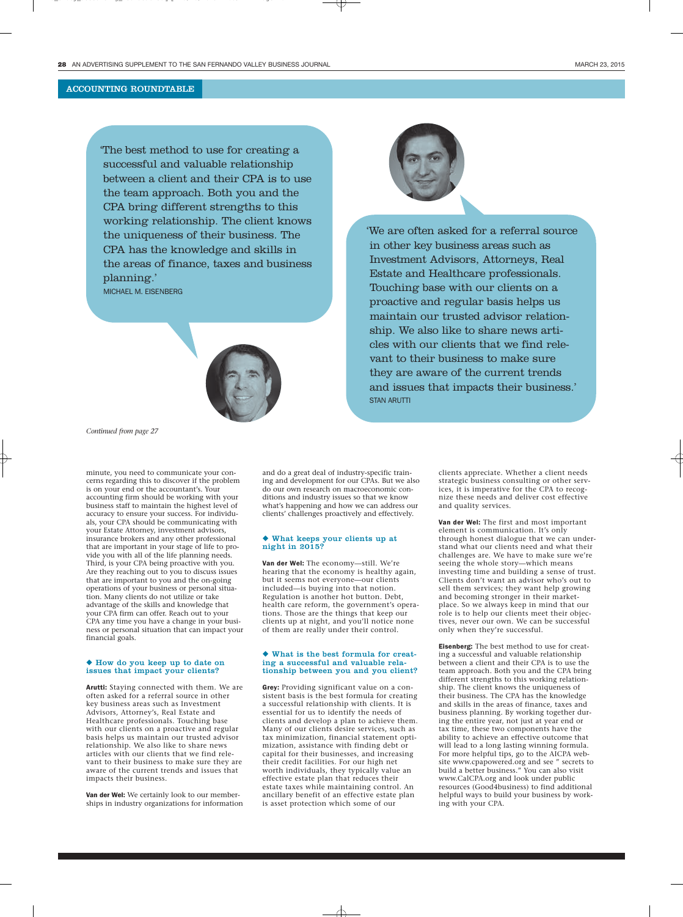ACCOUNTING ROUNDTABLE

'The best method to use for creating a successful and valuable relationship between a client and their CPA is to use the team approach. Both you and the CPA bring different strengths to this working relationship. The client knows the uniqueness of their business. The CPA has the knowledge and skills in the areas of finance, taxes and business planning.'
MICHAEL M. EISENBERG

'We are often asked for a referral source in other key business areas such as Investment Advisors, Attorneys, Real Estate and Healthcare professionals. Touching base with our clients on a proactive and regular basis helps us maintain our trusted advisor relationship. We also like to share news articles with our clients that we find relevant to their business to make sure they are aware of the current trends and issues that impacts their business.'
STAN ARUTTI

*Continued from page 27*

minute, you need to communicate your concerns regarding this to discover if the problem is on your end or the accountant's. Your accounting firm should be working with your business staff to maintain the highest level of accuracy to ensure your success. For individuals, your CPA should be communicating with your Estate Attorney, investment advisors, insurance brokers and any other professional that are important in your stage of life to provide you with all of the life planning needs. Third, is your CPA being proactive with you. Are they reaching out to you to discuss issues that are important to you and the on-going operations of your business or personal situation. Many clients do not utilize or take advantage of the skills and knowledge that your CPA firm can offer. Reach out to your CPA any time you have a change in your business or personal situation that can impact your financial goals.

### ◆ How do you keep up to date on issues that impact your clients?

**Arutti:** Staying connected with them. We are often asked for a referral source in other key business areas such as Investment Advisors, Attorney's, Real Estate and Healthcare professionals. Touching base with our clients on a proactive and regular basis helps us maintain our trusted advisor relationship. We also like to share news articles with our clients that we find relevant to their business to make sure they are aware of the current trends and issues that impacts their business.

**Van der Wel:** We certainly look to our memberships in industry organizations for information and do a great deal of industry-specific training and development for our CPAs. But we also do our own research on macroeconomic conditions and industry issues so that we know what's happening and how we can address our clients' challenges proactively and effectively.

### ◆ What keeps your clients up at night in 2015?

**Van der Wel:** The economy—still. We're hearing that the economy is healthy again, but it seems not everyone—our clients included—is buying into that notion. Regulation is another hot button. Debt, health care reform, the government's operations. Those are the things that keep our clients up at night, and you'll notice none of them are really under their control.

### ◆ What is the best formula for creating a successful and valuable relationship between you and you client?

**Grey:** Providing significant value on a consistent basis is the best formula for creating a successful relationship with clients. It is essential for us to identify the needs of clients and develop a plan to achieve them. Many of our clients desire services, such as tax minimization, financial statement optimization, assistance with finding debt or capital for their businesses, and increasing their credit facilities. For our high net worth individuals, they typically value an effective estate plan that reduces their estate taxes while maintaining control. An ancillary benefit of an effective estate plan is asset protection which some of our clients appreciate. Whether a client needs strategic business consulting or other services, it is imperative for the CPA to recognize these needs and deliver cost effective and quality services.

**Van der Wel:** The first and most important element is communication. It's only through honest dialogue that we can understand what our clients need and what their challenges are. We have to make sure we're seeing the whole story—which means investing time and building a sense of trust. Clients don't want an advisor who's out to sell them services; they want help growing and becoming stronger in their marketplace. So we always keep in mind that our role is to help our clients meet their objectives, never our own. We can be successful only when they're successful.

**Eisenberg:** The best method to use for creating a successful and valuable relationship between a client and their CPA is to use the team approach. Both you and the CPA bring different strengths to this working relationship. The client knows the uniqueness of their business. The CPA has the knowledge and skills in the areas of finance, taxes and business planning. By working together during the entire year, not just at year end or tax time, these two components have the ability to achieve an effective outcome that will lead to a long lasting winning formula. For more helpful tips, go to the AICPA website www.cpapowered.org and see " secrets to build a better business." You can also visit www.CalCPA.org and look under public resources (Good4business) to find additional helpful ways to build your business by working with your CPA.